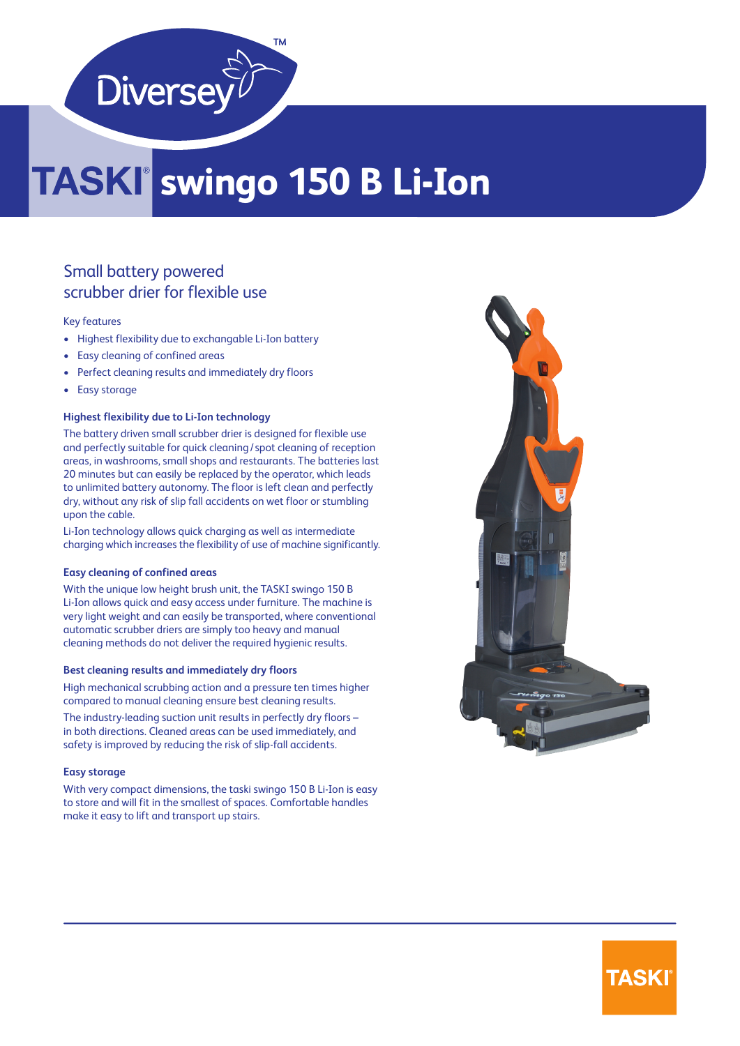# TASKI® swingo 150 B Li-Ion

## Small battery powered scrubber drier for flexible use

Key features

- Highest flexibility due to exchangable Li-Ion battery
- Easy cleaning of confined areas
- Perfect cleaning results and immediately dry floors
- Easy storage

### Highest flexibility due to Li-Ion technology

The battery driven small scrubber drier is designed for flexible use and perfectly suitable for quick cleaning / spot cleaning of reception areas, in washrooms, small shops and restaurants. The batteries last 20 minutes but can easily be replaced by the operator, which leads to unlimited battery autonomy. The floor is left clean and perfectly dry, without any risk of slip fall accidents on wet floor or stumbling upon the cable.

Li-Ion technology allows quick charging as well as intermediate charging which increases the flexibility of use of machine significantly.

### Easy cleaning of confined areas

With the unique low height brush unit, the TASKI swingo 150 B Li-Ion allows quick and easy access under furniture. The machine is very light weight and can easily be transported, where conventional automatic scrubber driers are simply too heavy and manual cleaning methods do not deliver the required hygienic results.

### Best cleaning results and immediately dry floors

High mechanical scrubbing action and a pressure ten times higher compared to manual cleaning ensure best cleaning results.

The industry-leading suction unit results in perfectly dry floors – in both directions. Cleaned areas can be used immediately, and safety is improved by reducing the risk of slip-fall accidents.

### Easy storage

With very compact dimensions, the taski swingo 150 B Li-Ion is easy to store and will fit in the smallest of spaces. Comfortable handles make it easy to lift and transport up stairs.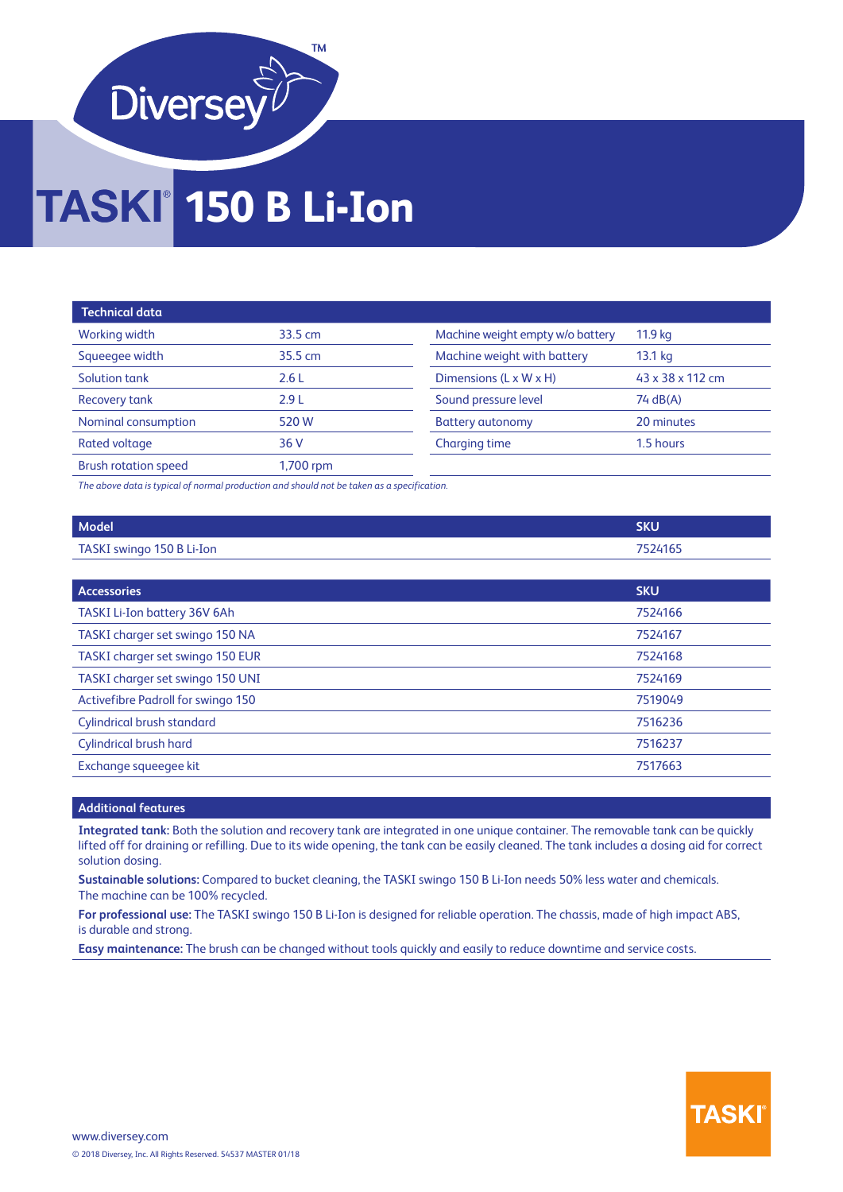# TASKI® 150 B Li-Ion

| Technical data | | | |
|---|---|---|---|
| Working width | 33.5 cm | Machine weight empty w/o battery | 11.9 kg |
| Squeegee width | 35.5 cm | Machine weight with battery | 13.1 kg |
| Solution tank | 2.6 L | Dimensions (L x W x H) | 43 x 38 x 112 cm |
| Recovery tank | 2.9 L | Sound pressure level | 74 dB(A) |
| Nominal consumption | 520 W | Battery autonomy | 20 minutes |
| Rated voltage | 36 V | Charging time | 1.5 hours |
| Brush rotation speed | 1,700 rpm | | |

*The above data is typical of normal production and should not be taken as a specification.*

| Model | SKU |
|---|---|
| TASKI swingo 150 B Li-Ion | 7524165 |

| Accessories | SKU |
|---|---|
| TASKI Li-Ion battery 36V 6Ah | 7524166 |
| TASKI charger set swingo 150 NA | 7524167 |
| TASKI charger set swingo 150 EUR | 7524168 |
| TASKI charger set swingo 150 UNI | 7524169 |
| Activefibre Padroll for swingo 150 | 7519049 |
| Cylindrical brush standard | 7516236 |
| Cylindrical brush hard | 7516237 |
| Exchange squeegee kit | 7517663 |

## Additional features

**Integrated tank:** Both the solution and recovery tank are integrated in one unique container. The removable tank can be quickly lifted off for draining or refilling. Due to its wide opening, the tank can be easily cleaned. The tank includes a dosing aid for correct solution dosing.

**Sustainable solutions:** Compared to bucket cleaning, the TASKI swingo 150 B Li-Ion needs 50% less water and chemicals. The machine can be 100% recycled.

**For professional use:** The TASKI swingo 150 B Li-Ion is designed for reliable operation. The chassis, made of high impact ABS, is durable and strong.

**Easy maintenance:** The brush can be changed without tools quickly and easily to reduce downtime and service costs.

www.diversey.com

© 2018 Diversey, Inc. All Rights Reserved. 54537 MASTER 01/18